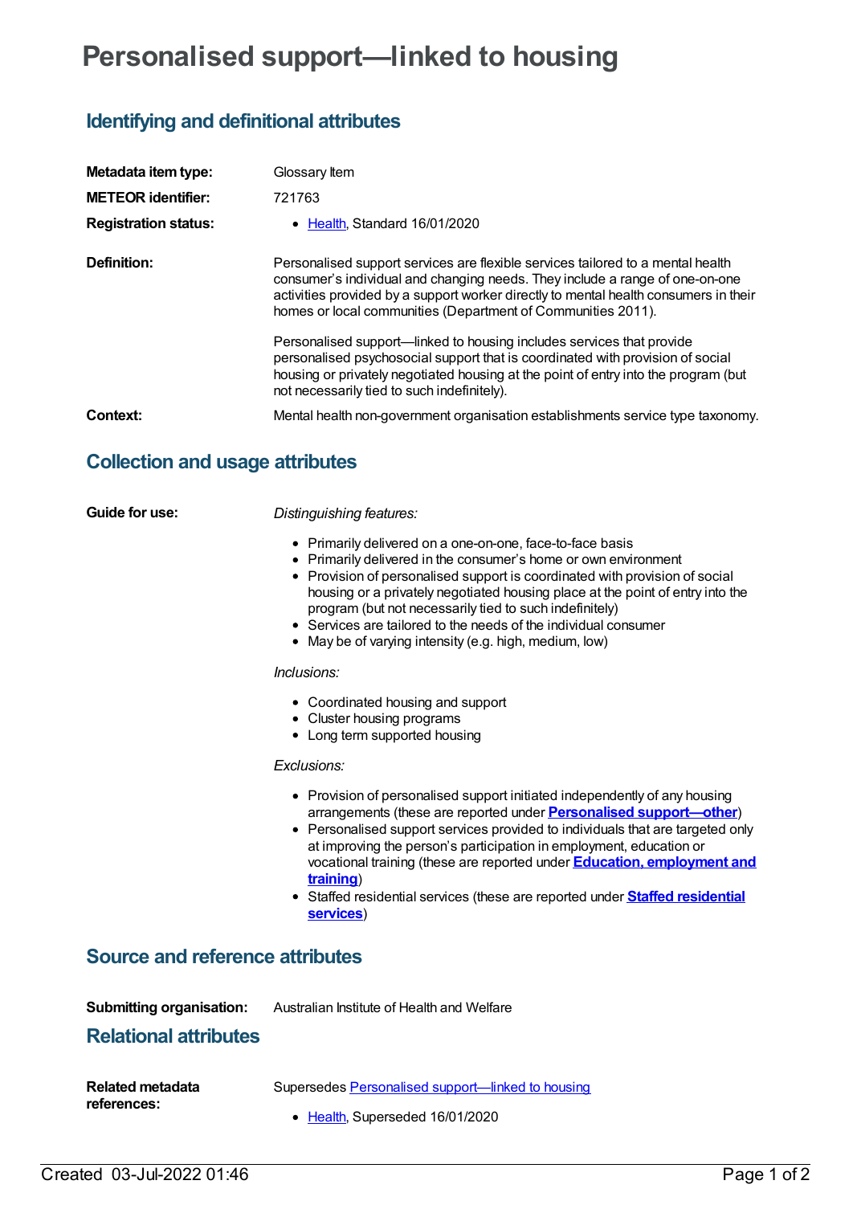# Personalised support—linked to housing

## Identifying and definitional attributes

**Metadata item type:** Glossary Item

**METEOR identifier:** 721763

**Registration status:**

- Health, Standard 16/01/2020

**Definition:** Personalised support services are flexible services tailored to a mental health consumer's individual and changing needs. They include a range of one-on-one activities provided by a support worker directly to mental health consumers in their homes or local communities (Department of Communities 2011).

Personalised support—linked to housing includes services that provide personalised psychosocial support that is coordinated with provision of social housing or privately negotiated housing at the point of entry into the program (but not necessarily tied to such indefinitely).

**Context:** Mental health non-government organisation establishments service type taxonomy.

## Collection and usage attributes

**Guide for use:**

*Distinguishing features:*

- Primarily delivered on a one-on-one, face-to-face basis
- Primarily delivered in the consumer's home or own environment
- Provision of personalised support is coordinated with provision of social housing or a privately negotiated housing place at the point of entry into the program (but not necessarily tied to such indefinitely)
- Services are tailored to the needs of the individual consumer
- May be of varying intensity (e.g. high, medium, low)

*Inclusions:*

- Coordinated housing and support
- Cluster housing programs
- Long term supported housing

*Exclusions:*

- Provision of personalised support initiated independently of any housing arrangements (these are reported under **Personalised support—other**)
- Personalised support services provided to individuals that are targeted only at improving the person's participation in employment, education or vocational training (these are reported under **Education, employment and training**)
- Staffed residential services (these are reported under **Staffed residential services**)

## Source and reference attributes

**Submitting organisation:** Australian Institute of Health and Welfare

## Relational attributes

**Related metadata references:** Supersedes Personalised support—linked to housing

- Health, Superseded 16/01/2020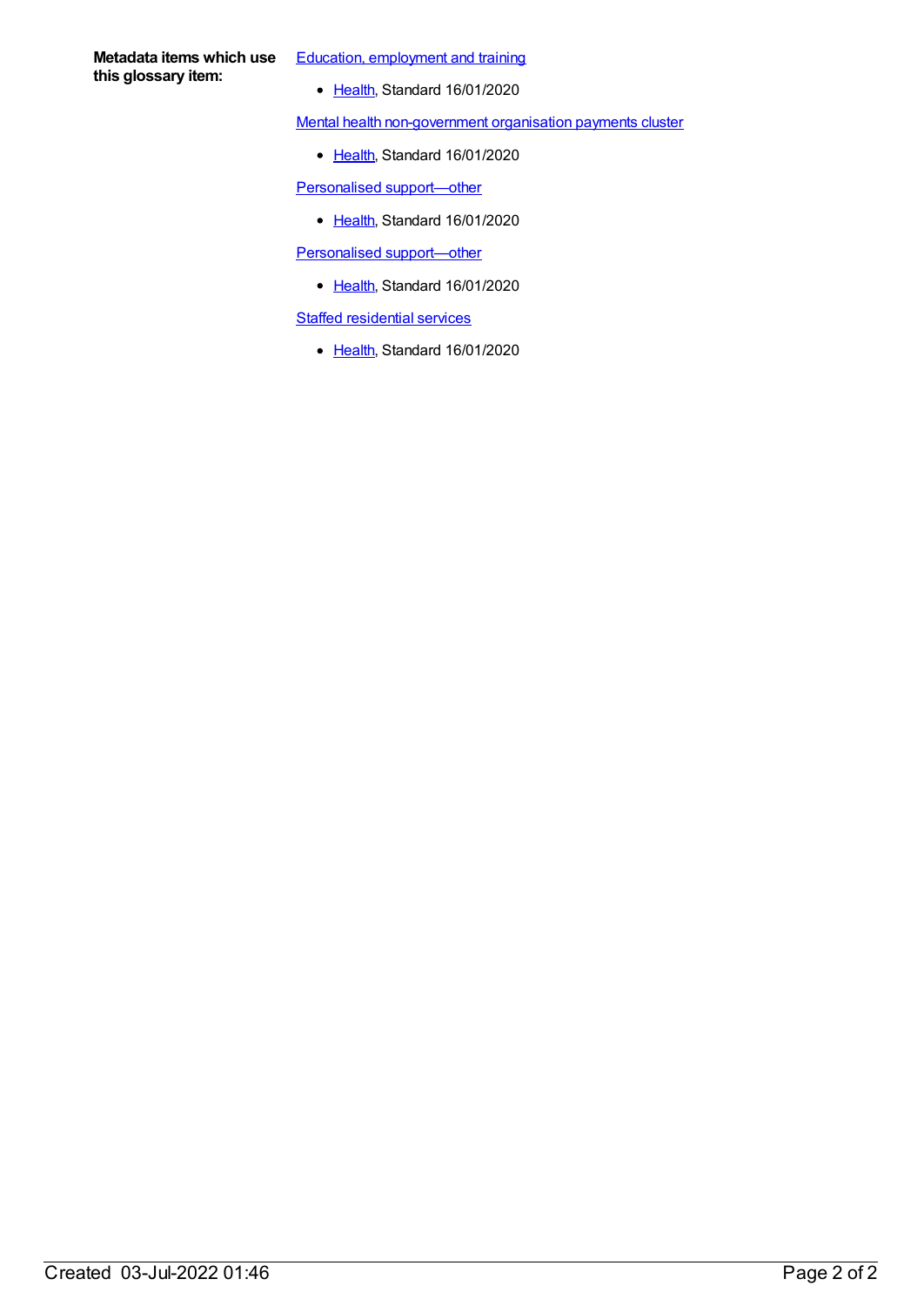**Metadata items which use this glossary item:**

Education, employment and training

- Health, Standard 16/01/2020

Mental health non-government organisation payments cluster

- Health, Standard 16/01/2020

Personalised support—other

- Health, Standard 16/01/2020

Personalised support—other

- Health, Standard 16/01/2020

Staffed residential services

- Health, Standard 16/01/2020